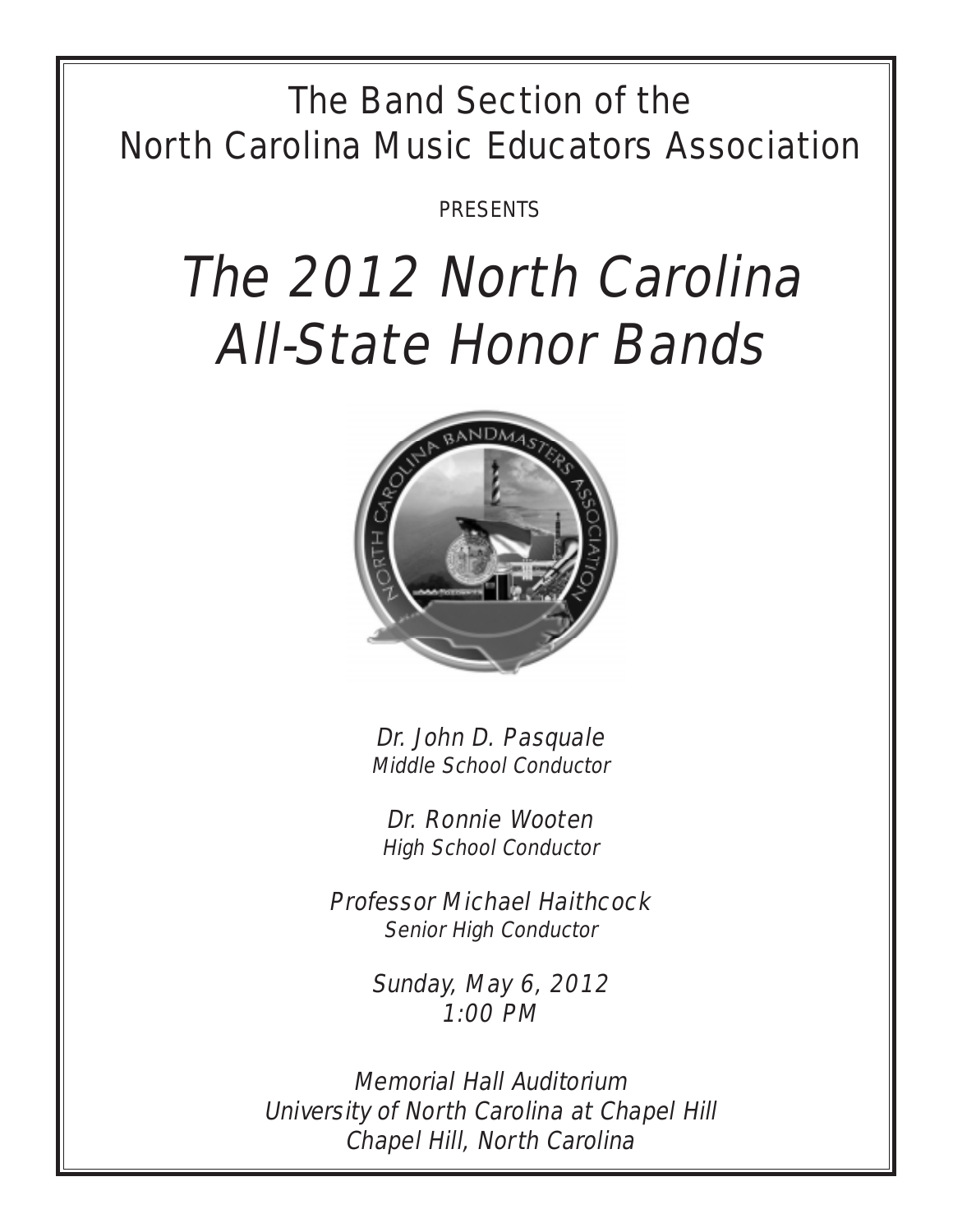The Band Section of the
North Carolina Music Educators Association

PRESENTS

# *The 2012 North Carolina All-State Honor Bands*

*Dr. John D. Pasquale*
*Middle School Conductor*

*Dr. Ronnie Wooten*
*High School Conductor*

*Professor Michael Haithcock*
*Senior High Conductor*

*Sunday, May 6, 2012*
*1:00 PM*

*Memorial Hall Auditorium*
*University of North Carolina at Chapel Hill*
*Chapel Hill, North Carolina*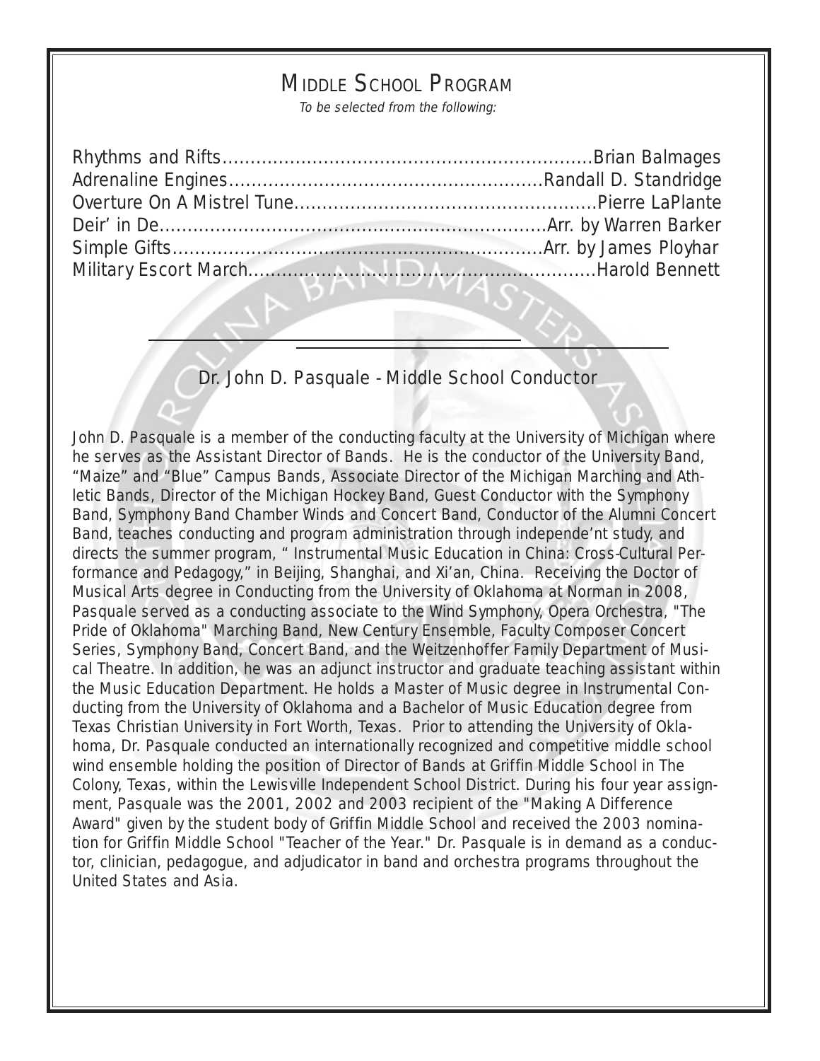## Middle School Program

*To be selected from the following:*

Rhythms and Rifts..................................................................Brian Balmages
Adrenaline Engines........................................................Randall D. Standridge
Overture On A Mistrel Tune......................................................Pierre LaPlante
Deir' in De....................................................................Arr. by Warren Barker
Simple Gifts..................................................................Arr. by James Ployhar
Military Escort March.............................................................Harold Bennett

### Dr. John D. Pasquale - Middle School Conductor

John D. Pasquale is a member of the conducting faculty at the University of Michigan where he serves as the Assistant Director of Bands. He is the conductor of the University Band, "Maize" and "Blue" Campus Bands, Associate Director of the Michigan Marching and Athletic Bands, Director of the Michigan Hockey Band, Guest Conductor with the Symphony Band, Symphony Band Chamber Winds and Concert Band, Conductor of the Alumni Concert Band, teaches conducting and program administration through independe'nt study, and directs the summer program, " Instrumental Music Education in China: Cross-Cultural Performance and Pedagogy," in Beijing, Shanghai, and Xi'an, China. Receiving the Doctor of Musical Arts degree in Conducting from the University of Oklahoma at Norman in 2008, Pasquale served as a conducting associate to the Wind Symphony, Opera Orchestra, "The Pride of Oklahoma" Marching Band, New Century Ensemble, Faculty Composer Concert Series, Symphony Band, Concert Band, and the Weitzenhoffer Family Department of Musical Theatre. In addition, he was an adjunct instructor and graduate teaching assistant within the Music Education Department. He holds a Master of Music degree in Instrumental Conducting from the University of Oklahoma and a Bachelor of Music Education degree from Texas Christian University in Fort Worth, Texas. Prior to attending the University of Oklahoma, Dr. Pasquale conducted an internationally recognized and competitive middle school wind ensemble holding the position of Director of Bands at Griffin Middle School in The Colony, Texas, within the Lewisville Independent School District. During his four year assignment, Pasquale was the 2001, 2002 and 2003 recipient of the "Making A Difference Award" given by the student body of Griffin Middle School and received the 2003 nomination for Griffin Middle School "Teacher of the Year." Dr. Pasquale is in demand as a conductor, clinician, pedagogue, and adjudicator in band and orchestra programs throughout the United States and Asia.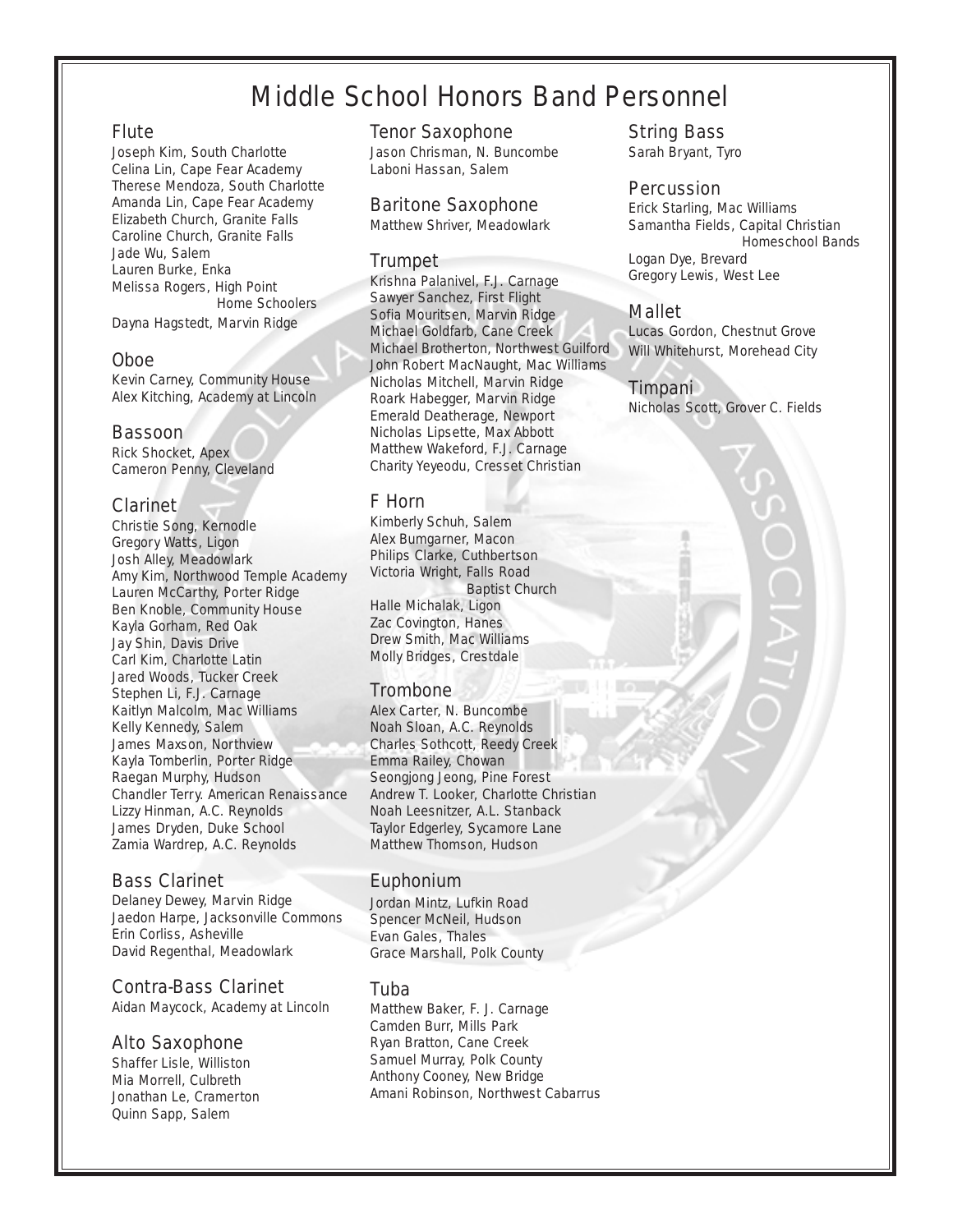# Middle School Honors Band Personnel

## Flute

Joseph Kim, South Charlotte
Celina Lin, Cape Fear Academy
Therese Mendoza, South Charlotte
Amanda Lin, Cape Fear Academy
Elizabeth Church, Granite Falls
Caroline Church, Granite Falls
Jade Wu, Salem
Lauren Burke, Enka
Melissa Rogers, High Point Home Schoolers
Dayna Hagstedt, Marvin Ridge

## Oboe

Kevin Carney, Community House
Alex Kitching, Academy at Lincoln

## Bassoon

Rick Shocket, Apex
Cameron Penny, Cleveland

## Clarinet

Christie Song, Kernodle
Gregory Watts, Ligon
Josh Alley, Meadowlark
Amy Kim, Northwood Temple Academy
Lauren McCarthy, Porter Ridge
Ben Knoble, Community House
Kayla Gorham, Red Oak
Jay Shin, Davis Drive
Carl Kim, Charlotte Latin
Jared Woods, Tucker Creek
Stephen Li, F.J. Carnage
Kaitlyn Malcolm, Mac Williams
Kelly Kennedy, Salem
James Maxson, Northview
Kayla Tomberlin, Porter Ridge
Raegan Murphy, Hudson
Chandler Terry. American Renaissance
Lizzy Hinman, A.C. Reynolds
James Dryden, Duke School
Zamia Wardrep, A.C. Reynolds

## Bass Clarinet

Delaney Dewey, Marvin Ridge
Jaedon Harpe, Jacksonville Commons
Erin Corliss, Asheville
David Regenthal, Meadowlark

## Contra-Bass Clarinet

Aidan Maycock, Academy at Lincoln

## Alto Saxophone

Shaffer Lisle, Williston
Mia Morrell, Culbreth
Jonathan Le, Cramerton
Quinn Sapp, Salem

## Tenor Saxophone

Jason Chrisman, N. Buncombe
Laboni Hassan, Salem

## Baritone Saxophone

Matthew Shriver, Meadowlark

## Trumpet

Krishna Palanivel, F.J. Carnage
Sawyer Sanchez, First Flight
Sofia Mouritsen, Marvin Ridge
Michael Goldfarb, Cane Creek
Michael Brotherton, Northwest Guilford
John Robert MacNaught, Mac Williams
Nicholas Mitchell, Marvin Ridge
Roark Habegger, Marvin Ridge
Emerald Deatherage, Newport
Nicholas Lipsette, Max Abbott
Matthew Wakeford, F.J. Carnage
Charity Yeyeodu, Cresset Christian

## F Horn

Kimberly Schuh, Salem
Alex Bumgarner, Macon
Philips Clarke, Cuthbertson
Victoria Wright, Falls Road Baptist Church
Halle Michalak, Ligon
Zac Covington, Hanes
Drew Smith, Mac Williams
Molly Bridges, Crestdale

## Trombone

Alex Carter, N. Buncombe
Noah Sloan, A.C. Reynolds
Charles Sothcott, Reedy Creek
Emma Railey, Chowan
Seongjong Jeong, Pine Forest
Andrew T. Looker, Charlotte Christian
Noah Leesnitzer, A.L. Stanback
Taylor Edgerley, Sycamore Lane
Matthew Thomson, Hudson

## Euphonium

Jordan Mintz, Lufkin Road
Spencer McNeil, Hudson
Evan Gales, Thales
Grace Marshall, Polk County

## Tuba

Matthew Baker, F. J. Carnage
Camden Burr, Mills Park
Ryan Bratton, Cane Creek
Samuel Murray, Polk County
Anthony Cooney, New Bridge
Amani Robinson, Northwest Cabarrus

## String Bass

Sarah Bryant, Tyro

## Percussion

Erick Starling, Mac Williams
Samantha Fields, Capital Christian Homeschool Bands
Logan Dye, Brevard
Gregory Lewis, West Lee

## Mallet

Lucas Gordon, Chestnut Grove
Will Whitehurst, Morehead City

## Timpani

Nicholas Scott, Grover C. Fields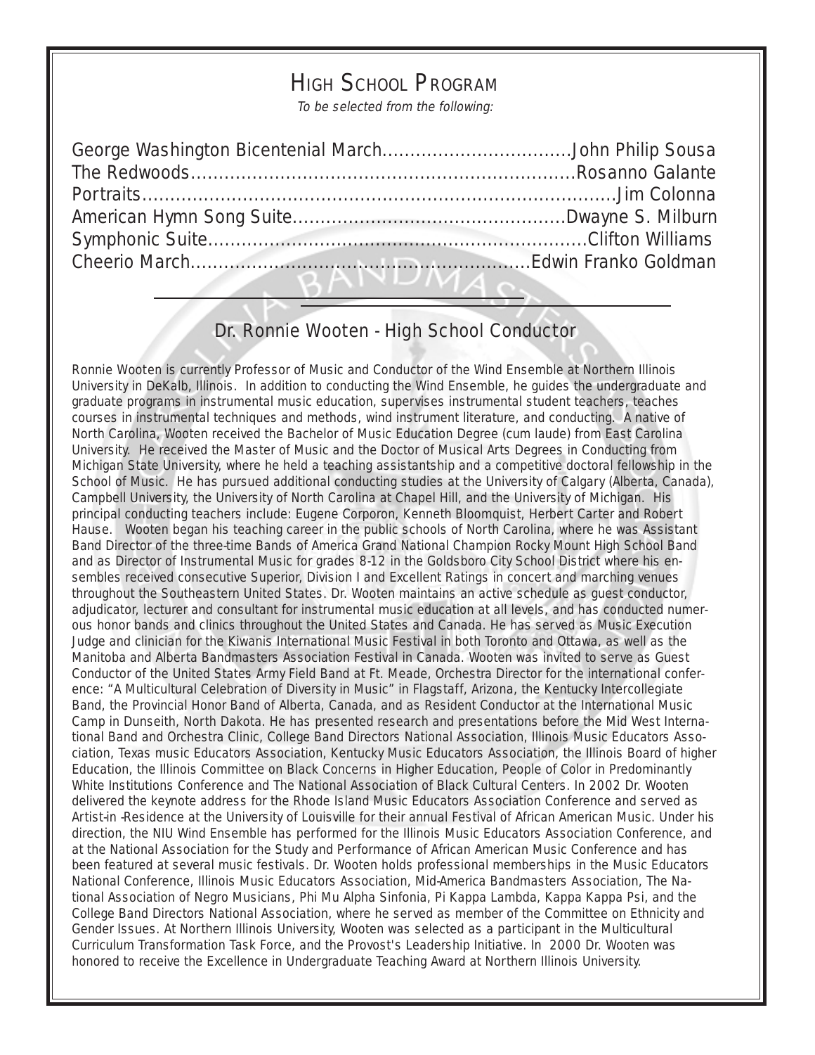# High School Program

*To be selected from the following:*

George Washington Bicentenial March..................................John Philip Sousa
The Redwoods....................................................................Rosanno Galante
Portraits..............................................................................Jim Colonna
American Hymn Song Suite.................................................Dwayne S. Milburn
Symphonic Suite...................................................................Clifton Williams
Cheerio March.............................................................Edwin Franko Goldman

## Dr. Ronnie Wooten - High School Conductor

Ronnie Wooten is currently Professor of Music and Conductor of the Wind Ensemble at Northern Illinois University in DeKalb, Illinois. In addition to conducting the Wind Ensemble, he guides the undergraduate and graduate programs in instrumental music education, supervises instrumental student teachers, teaches courses in instrumental techniques and methods, wind instrument literature, and conducting. A native of North Carolina, Wooten received the Bachelor of Music Education Degree (cum laude) from East Carolina University. He received the Master of Music and the Doctor of Musical Arts Degrees in Conducting from Michigan State University, where he held a teaching assistantship and a competitive doctoral fellowship in the School of Music. He has pursued additional conducting studies at the University of Calgary (Alberta, Canada), Campbell University, the University of North Carolina at Chapel Hill, and the University of Michigan. His principal conducting teachers include: Eugene Corporon, Kenneth Bloomquist, Herbert Carter and Robert Hause. Wooten began his teaching career in the public schools of North Carolina, where he was Assistant Band Director of the three-time Bands of America Grand National Champion Rocky Mount High School Band and as Director of Instrumental Music for grades 8-12 in the Goldsboro City School District where his ensembles received consecutive Superior, Division I and Excellent Ratings in concert and marching venues throughout the Southeastern United States. Dr. Wooten maintains an active schedule as guest conductor, adjudicator, lecturer and consultant for instrumental music education at all levels, and has conducted numerous honor bands and clinics throughout the United States and Canada. He has served as Music Execution Judge and clinician for the Kiwanis International Music Festival in both Toronto and Ottawa, as well as the Manitoba and Alberta Bandmasters Association Festival in Canada. Wooten was invited to serve as Guest Conductor of the United States Army Field Band at Ft. Meade, Orchestra Director for the international conference: "A Multicultural Celebration of Diversity in Music" in Flagstaff, Arizona, the Kentucky Intercollegiate Band, the Provincial Honor Band of Alberta, Canada, and as Resident Conductor at the International Music Camp in Dunseith, North Dakota. He has presented research and presentations before the Mid West International Band and Orchestra Clinic, College Band Directors National Association, Illinois Music Educators Association, Texas music Educators Association, Kentucky Music Educators Association, the Illinois Board of higher Education, the Illinois Committee on Black Concerns in Higher Education, People of Color in Predominantly White Institutions Conference and The National Association of Black Cultural Centers. In 2002 Dr. Wooten delivered the keynote address for the Rhode Island Music Educators Association Conference and served as Artist-in -Residence at the University of Louisville for their annual Festival of African American Music. Under his direction, the NIU Wind Ensemble has performed for the Illinois Music Educators Association Conference, and at the National Association for the Study and Performance of African American Music Conference and has been featured at several music festivals. Dr. Wooten holds professional memberships in the Music Educators National Conference, Illinois Music Educators Association, Mid-America Bandmasters Association, The National Association of Negro Musicians, Phi Mu Alpha Sinfonia, Pi Kappa Lambda, Kappa Kappa Psi, and the College Band Directors National Association, where he served as member of the Committee on Ethnicity and Gender Issues. At Northern Illinois University, Wooten was selected as a participant in the Multicultural Curriculum Transformation Task Force, and the Provost's Leadership Initiative. In 2000 Dr. Wooten was honored to receive the Excellence in Undergraduate Teaching Award at Northern Illinois University.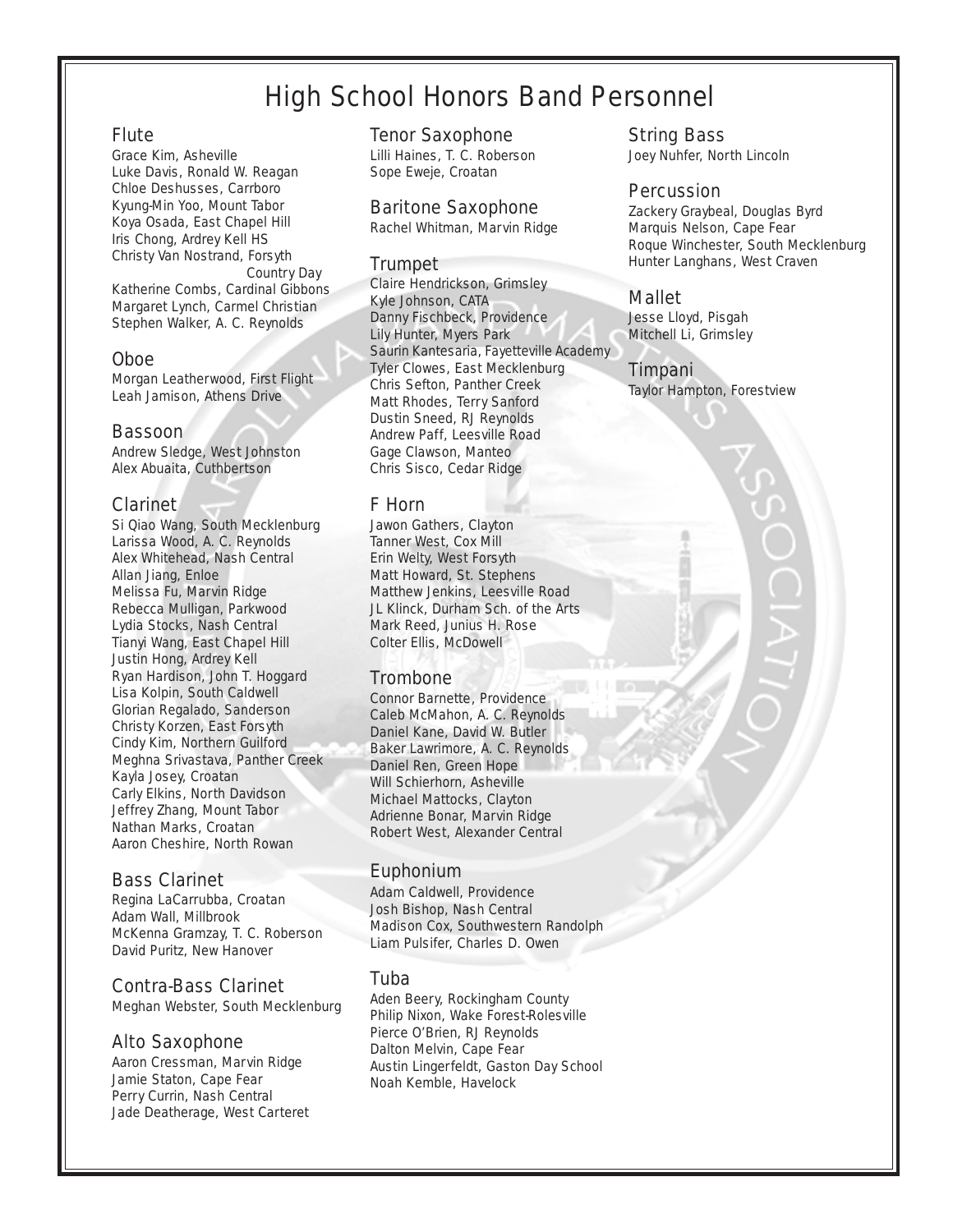# High School Honors Band Personnel

## Flute
Grace Kim, Asheville
Luke Davis, Ronald W. Reagan
Chloe Deshusses, Carrboro
Kyung-Min Yoo, Mount Tabor
Koya Osada, East Chapel Hill
Iris Chong, Ardrey Kell HS
Christy Van Nostrand, Forsyth Country Day
Katherine Combs, Cardinal Gibbons
Margaret Lynch, Carmel Christian
Stephen Walker, A. C. Reynolds

## Oboe
Morgan Leatherwood, First Flight
Leah Jamison, Athens Drive

## Bassoon
Andrew Sledge, West Johnston
Alex Abuaita, Cuthbertson

## Clarinet
Si Qiao Wang, South Mecklenburg
Larissa Wood, A. C. Reynolds
Alex Whitehead, Nash Central
Allan Jiang, Enloe
Melissa Fu, Marvin Ridge
Rebecca Mulligan, Parkwood
Lydia Stocks, Nash Central
Tianyi Wang, East Chapel Hill
Justin Hong, Ardrey Kell
Ryan Hardison, John T. Hoggard
Lisa Kolpin, South Caldwell
Glorian Regalado, Sanderson
Christy Korzen, East Forsyth
Cindy Kim, Northern Guilford
Meghna Srivastava, Panther Creek
Kayla Josey, Croatan
Carly Elkins, North Davidson
Jeffrey Zhang, Mount Tabor
Nathan Marks, Croatan
Aaron Cheshire, North Rowan

## Bass Clarinet
Regina LaCarrubba, Croatan
Adam Wall, Millbrook
McKenna Gramzay, T. C. Roberson
David Puritz, New Hanover

## Contra-Bass Clarinet
Meghan Webster, South Mecklenburg

## Alto Saxophone
Aaron Cressman, Marvin Ridge
Jamie Staton, Cape Fear
Perry Currin, Nash Central
Jade Deatherage, West Carteret

## Tenor Saxophone
Lilli Haines, T. C. Roberson
Sope Eweje, Croatan

## Baritone Saxophone
Rachel Whitman, Marvin Ridge

## Trumpet
Claire Hendrickson, Grimsley
Kyle Johnson, CATA
Danny Fischbeck, Providence
Lily Hunter, Myers Park
Saurin Kantesaria, Fayetteville Academy
Tyler Clowes, East Mecklenburg
Chris Sefton, Panther Creek
Matt Rhodes, Terry Sanford
Dustin Sneed, RJ Reynolds
Andrew Paff, Leesville Road
Gage Clawson, Manteo
Chris Sisco, Cedar Ridge

## F Horn
Jawon Gathers, Clayton
Tanner West, Cox Mill
Erin Welty, West Forsyth
Matt Howard, St. Stephens
Matthew Jenkins, Leesville Road
JL Klinck, Durham Sch. of the Arts
Mark Reed, Junius H. Rose
Colter Ellis, McDowell

## Trombone
Connor Barnette, Providence
Caleb McMahon, A. C. Reynolds
Daniel Kane, David W. Butler
Baker Lawrimore, A. C. Reynolds
Daniel Ren, Green Hope
Will Schierhorn, Asheville
Michael Mattocks, Clayton
Adrienne Bonar, Marvin Ridge
Robert West, Alexander Central

## Euphonium
Adam Caldwell, Providence
Josh Bishop, Nash Central
Madison Cox, Southwestern Randolph
Liam Pulsifer, Charles D. Owen

## Tuba
Aden Beery, Rockingham County
Philip Nixon, Wake Forest-Rolesville
Pierce O'Brien, RJ Reynolds
Dalton Melvin, Cape Fear
Austin Lingerfeldt, Gaston Day School
Noah Kemble, Havelock

## String Bass
Joey Nuhfer, North Lincoln

## Percussion
Zackery Graybeal, Douglas Byrd
Marquis Nelson, Cape Fear
Roque Winchester, South Mecklenburg
Hunter Langhans, West Craven

## Mallet
Jesse Lloyd, Pisgah
Mitchell Li, Grimsley

## Timpani
Taylor Hampton, Forestview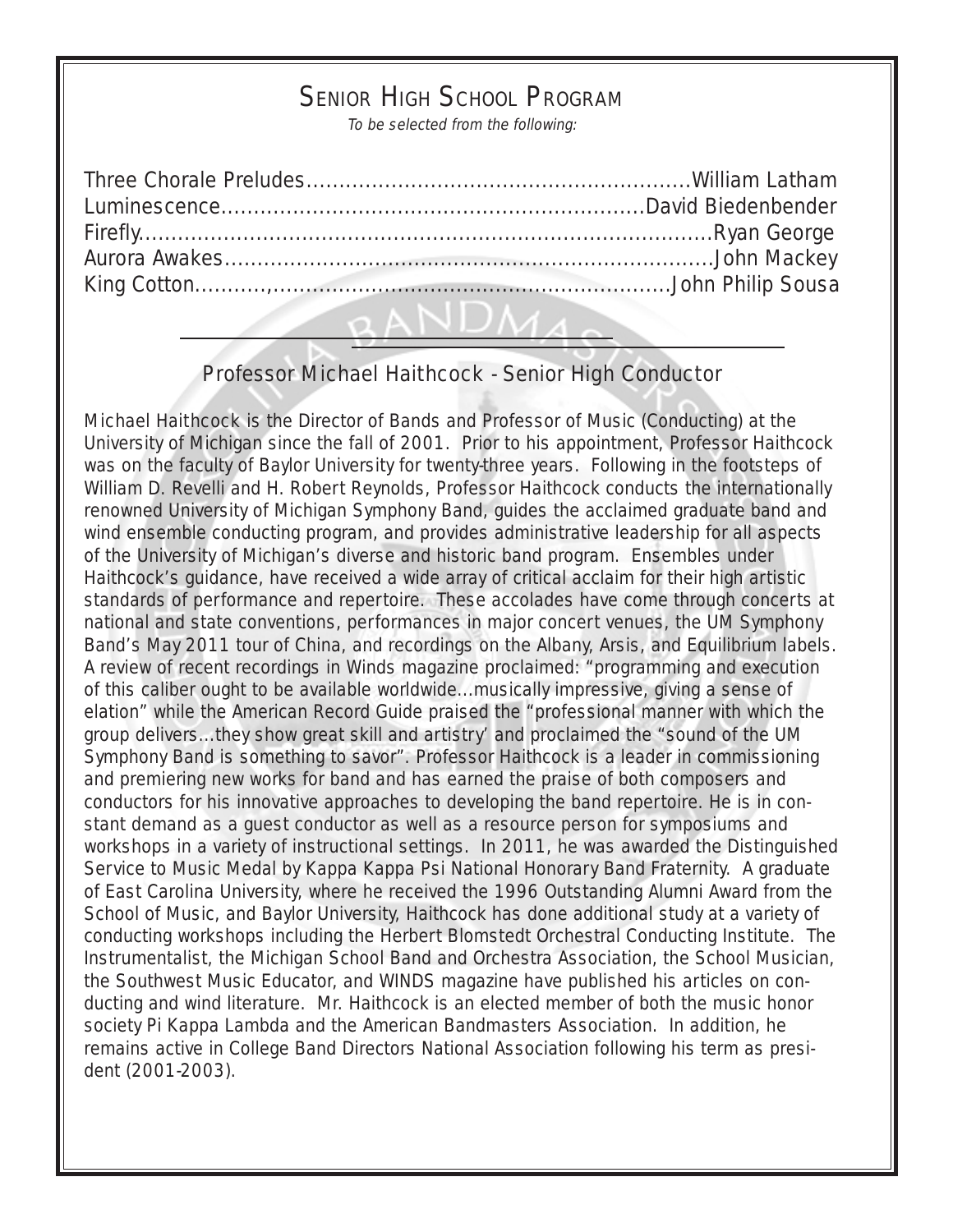# Senior High School Program

*To be selected from the following:*

Three Chorale Preludes........................................................William Latham
Luminescence..............................................................David Biedenbender
Firefly.........................................................................................Ryan George
Aurora Awakes.........................................................................John Mackey
King Cotton..........,..........................................................John Philip Sousa

## Professor Michael Haithcock - Senior High Conductor

Michael Haithcock is the Director of Bands and Professor of Music (Conducting) at the University of Michigan since the fall of 2001. Prior to his appointment, Professor Haithcock was on the faculty of Baylor University for twenty-three years. Following in the footsteps of William D. Revelli and H. Robert Reynolds, Professor Haithcock conducts the internationally renowned University of Michigan Symphony Band, guides the acclaimed graduate band and wind ensemble conducting program, and provides administrative leadership for all aspects of the University of Michigan's diverse and historic band program. Ensembles under Haithcock's guidance, have received a wide array of critical acclaim for their high artistic standards of performance and repertoire. These accolades have come through concerts at national and state conventions, performances in major concert venues, the UM Symphony Band's May 2011 tour of China, and recordings on the Albany, Arsis, and Equilibrium labels. A review of recent recordings in Winds magazine proclaimed: "programming and execution of this caliber ought to be available worldwide...musically impressive, giving a sense of elation" while the American Record Guide praised the "professional manner with which the group delivers...they show great skill and artistry' and proclaimed the "sound of the UM Symphony Band is something to savor". Professor Haithcock is a leader in commissioning and premiering new works for band and has earned the praise of both composers and conductors for his innovative approaches to developing the band repertoire. He is in constant demand as a guest conductor as well as a resource person for symposiums and workshops in a variety of instructional settings. In 2011, he was awarded the Distinguished Service to Music Medal by Kappa Kappa Psi National Honorary Band Fraternity. A graduate of East Carolina University, where he received the 1996 Outstanding Alumni Award from the School of Music, and Baylor University, Haithcock has done additional study at a variety of conducting workshops including the Herbert Blomstedt Orchestral Conducting Institute. The Instrumentalist, the Michigan School Band and Orchestra Association, the School Musician, the Southwest Music Educator, and WINDS magazine have published his articles on conducting and wind literature. Mr. Haithcock is an elected member of both the music honor society Pi Kappa Lambda and the American Bandmasters Association. In addition, he remains active in College Band Directors National Association following his term as president (2001-2003).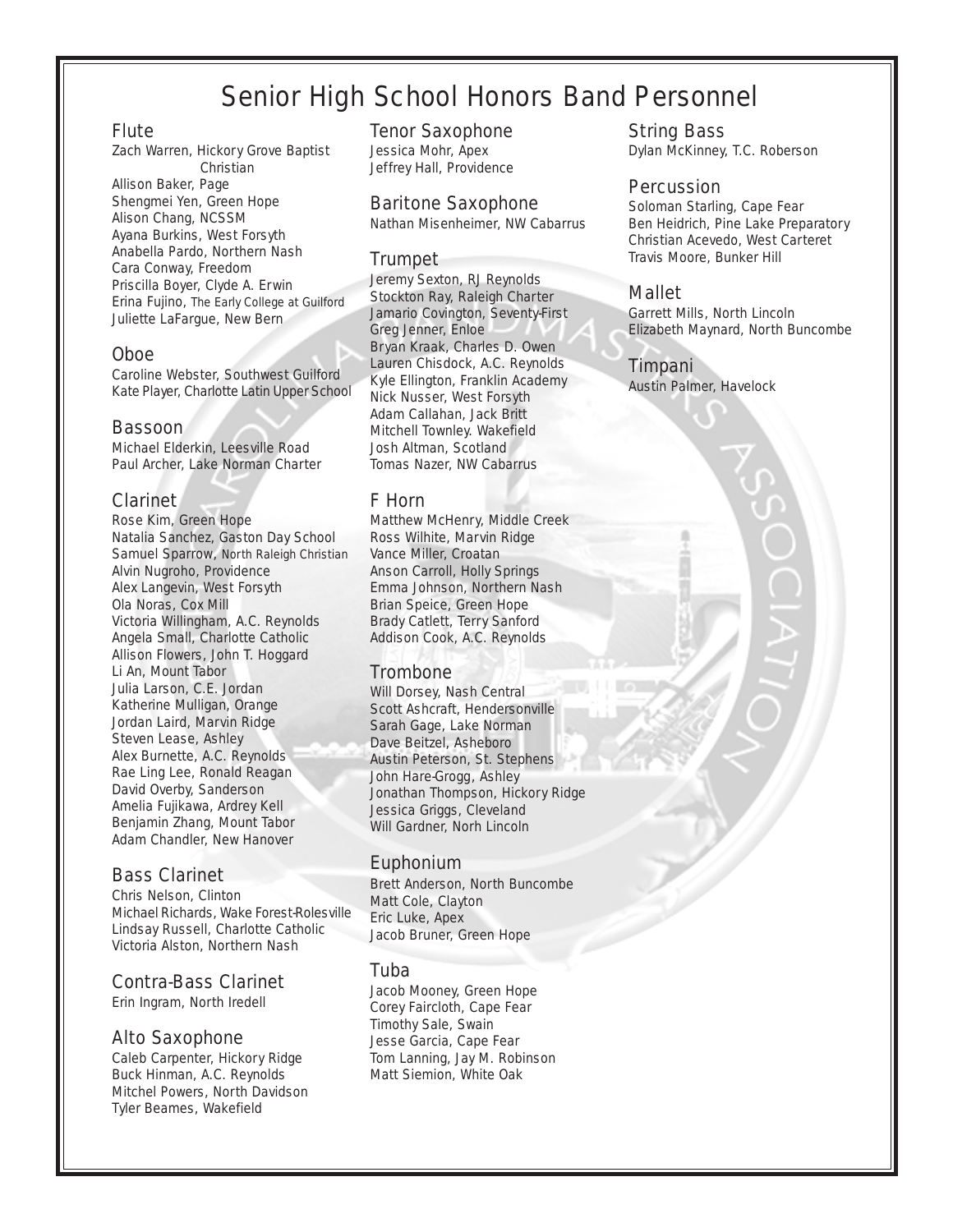# Senior High School Honors Band Personnel

## Flute

Zach Warren, Hickory Grove Baptist Christian
Allison Baker, Page
Shengmei Yen, Green Hope
Alison Chang, NCSSM
Ayana Burkins, West Forsyth
Anabella Pardo, Northern Nash
Cara Conway, Freedom
Priscilla Boyer, Clyde A. Erwin
Erina Fujino, The Early College at Guilford
Juliette LaFargue, New Bern

## Oboe

Caroline Webster, Southwest Guilford
Kate Player, Charlotte Latin Upper School

## Bassoon

Michael Elderkin, Leesville Road
Paul Archer, Lake Norman Charter

## Clarinet

Rose Kim, Green Hope
Natalia Sanchez, Gaston Day School
Samuel Sparrow, North Raleigh Christian
Alvin Nugroho, Providence
Alex Langevin, West Forsyth
Ola Noras, Cox Mill
Victoria Willingham, A.C. Reynolds
Angela Small, Charlotte Catholic
Allison Flowers, John T. Hoggard
Li An, Mount Tabor
Julia Larson, C.E. Jordan
Katherine Mulligan, Orange
Jordan Laird, Marvin Ridge
Steven Lease, Ashley
Alex Burnette, A.C. Reynolds
Rae Ling Lee, Ronald Reagan
David Overby, Sanderson
Amelia Fujikawa, Ardrey Kell
Benjamin Zhang, Mount Tabor
Adam Chandler, New Hanover

## Bass Clarinet

Chris Nelson, Clinton
Michael Richards, Wake Forest-Rolesville
Lindsay Russell, Charlotte Catholic
Victoria Alston, Northern Nash

## Contra-Bass Clarinet

Erin Ingram, North Iredell

## Alto Saxophone

Caleb Carpenter, Hickory Ridge
Buck Hinman, A.C. Reynolds
Mitchel Powers, North Davidson
Tyler Beames, Wakefield

## Tenor Saxophone

Jessica Mohr, Apex
Jeffrey Hall, Providence

## Baritone Saxophone

Nathan Misenheimer, NW Cabarrus

## Trumpet

Jeremy Sexton, RJ Reynolds
Stockton Ray, Raleigh Charter
Jamario Covington, Seventy-First
Greg Jenner, Enloe
Bryan Kraak, Charles D. Owen
Lauren Chisdock, A.C. Reynolds
Kyle Ellington, Franklin Academy
Nick Nusser, West Forsyth
Adam Callahan, Jack Britt
Mitchell Townley. Wakefield
Josh Altman, Scotland
Tomas Nazer, NW Cabarrus

## F Horn

Matthew McHenry, Middle Creek
Ross Wilhite, Marvin Ridge
Vance Miller, Croatan
Anson Carroll, Holly Springs
Emma Johnson, Northern Nash
Brian Speice, Green Hope
Brady Catlett, Terry Sanford
Addison Cook, A.C. Reynolds

## Trombone

Will Dorsey, Nash Central
Scott Ashcraft, Hendersonville
Sarah Gage, Lake Norman
Dave Beitzel, Asheboro
Austin Peterson, St. Stephens
John Hare-Grogg, Ashley
Jonathan Thompson, Hickory Ridge
Jessica Griggs, Cleveland
Will Gardner, Norh Lincoln

## Euphonium

Brett Anderson, North Buncombe
Matt Cole, Clayton
Eric Luke, Apex
Jacob Bruner, Green Hope

## Tuba

Jacob Mooney, Green Hope
Corey Faircloth, Cape Fear
Timothy Sale, Swain
Jesse Garcia, Cape Fear
Tom Lanning, Jay M. Robinson
Matt Siemion, White Oak

## String Bass

Dylan McKinney, T.C. Roberson

## Percussion

Soloman Starling, Cape Fear
Ben Heidrich, Pine Lake Preparatory
Christian Acevedo, West Carteret
Travis Moore, Bunker Hill

## Mallet

Garrett Mills, North Lincoln
Elizabeth Maynard, North Buncombe

## Timpani

Austin Palmer, Havelock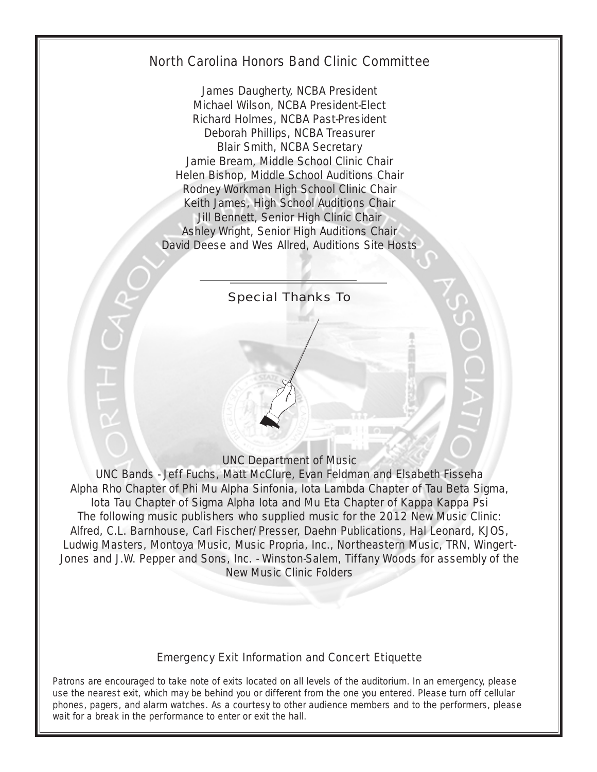## North Carolina Honors Band Clinic Committee

James Daugherty, NCBA President
Michael Wilson, NCBA President-Elect
Richard Holmes, NCBA Past-President
Deborah Phillips, NCBA Treasurer
Blair Smith, NCBA Secretary
Jamie Bream, Middle School Clinic Chair
Helen Bishop, Middle School Auditions Chair
Rodney Workman High School Clinic Chair
Keith James, High School Auditions Chair
Jill Bennett, Senior High Clinic Chair
Ashley Wright, Senior High Auditions Chair
David Deese and Wes Allred, Auditions Site Hosts

## Special Thanks To

UNC Department of Music
UNC Bands - Jeff Fuchs, Matt McClure, Evan Feldman and Elsabeth Fisseha
Alpha Rho Chapter of Phi Mu Alpha Sinfonia, Iota Lambda Chapter of Tau Beta Sigma, Iota Tau Chapter of Sigma Alpha Iota and Mu Eta Chapter of Kappa Kappa Psi
The following music publishers who supplied music for the 2012 New Music Clinic: Alfred, C.L. Barnhouse, Carl Fischer/Presser, Daehn Publications, Hal Leonard, KJOS, Ludwig Masters, Montoya Music, Music Propria, Inc., Northeastern Music, TRN, Wingert-Jones and J.W. Pepper and Sons, Inc. - Winston-Salem, Tiffany Woods for assembly of the New Music Clinic Folders

## Emergency Exit Information and Concert Etiquette

Patrons are encouraged to take note of exits located on all levels of the auditorium. In an emergency, please use the nearest exit, which may be behind you or different from the one you entered. Please turn off cellular phones, pagers, and alarm watches. As a courtesy to other audience members and to the performers, please wait for a break in the performance to enter or exit the hall.